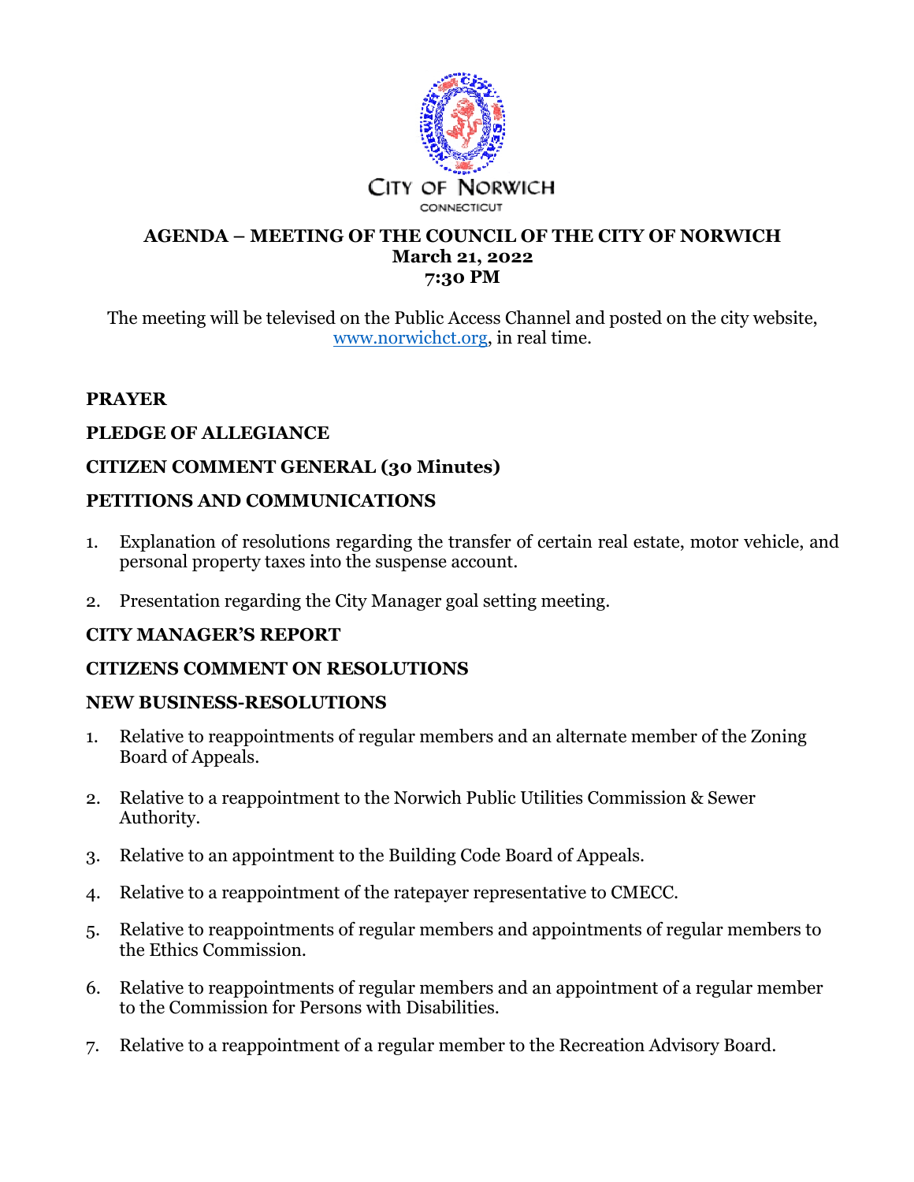CITY OF NORWICH
CONNECTICUT

# AGENDA – MEETING OF THE COUNCIL OF THE CITY OF NORWICH
## March 21, 2022
## 7:30 PM

The meeting will be televised on the Public Access Channel and posted on the city website, www.norwichct.org, in real time.

**PRAYER**

**PLEDGE OF ALLEGIANCE**

**CITIZEN COMMENT GENERAL (30 Minutes)**

**PETITIONS AND COMMUNICATIONS**

1. Explanation of resolutions regarding the transfer of certain real estate, motor vehicle, and personal property taxes into the suspense account.

2. Presentation regarding the City Manager goal setting meeting.

**CITY MANAGER'S REPORT**

**CITIZENS COMMENT ON RESOLUTIONS**

**NEW BUSINESS-RESOLUTIONS**

1. Relative to reappointments of regular members and an alternate member of the Zoning Board of Appeals.

2. Relative to a reappointment to the Norwich Public Utilities Commission & Sewer Authority.

3. Relative to an appointment to the Building Code Board of Appeals.

4. Relative to a reappointment of the ratepayer representative to CMECC.

5. Relative to reappointments of regular members and appointments of regular members to the Ethics Commission.

6. Relative to reappointments of regular members and an appointment of a regular member to the Commission for Persons with Disabilities.

7. Relative to a reappointment of a regular member to the Recreation Advisory Board.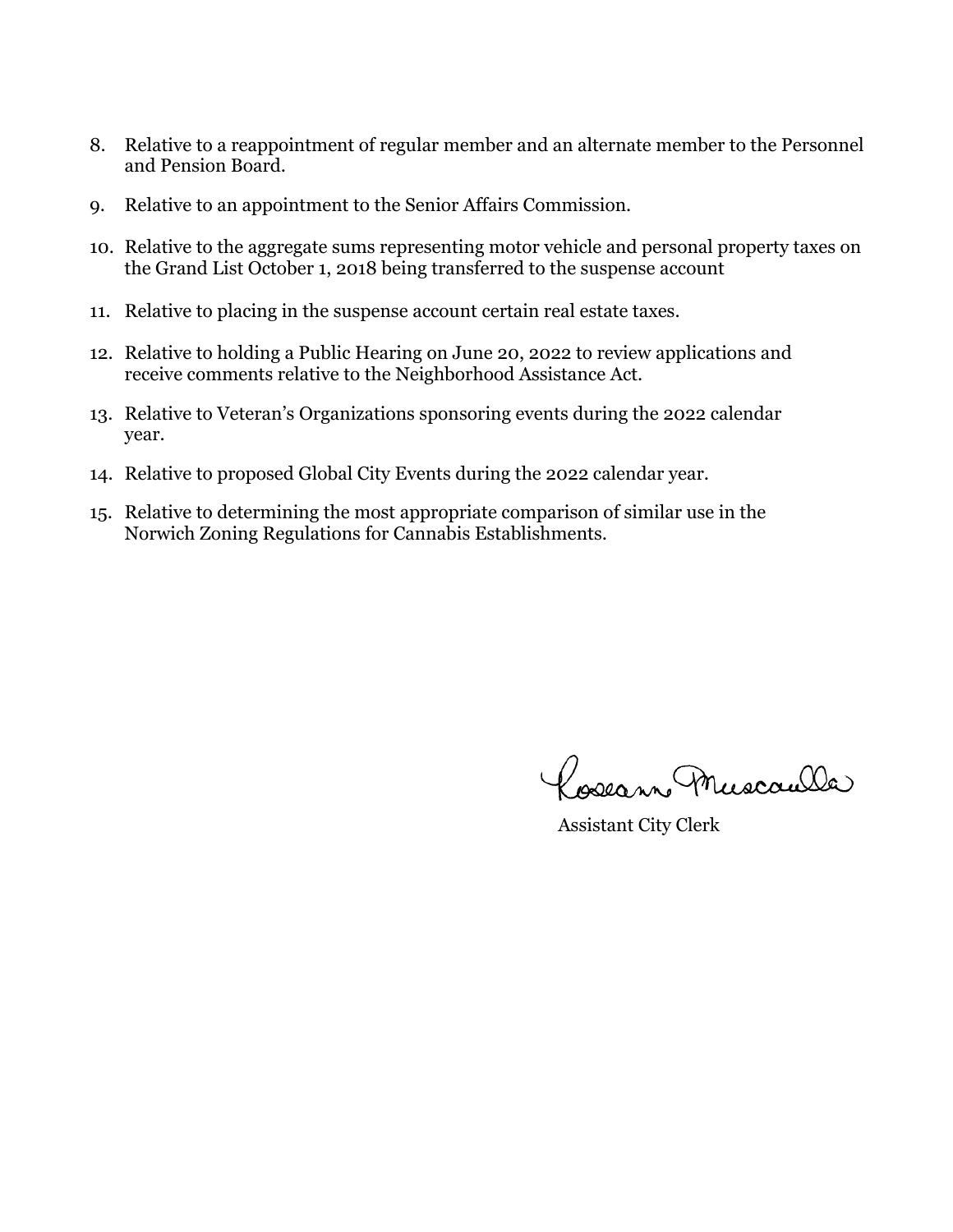8. Relative to a reappointment of regular member and an alternate member to the Personnel and Pension Board.

9. Relative to an appointment to the Senior Affairs Commission.

10. Relative to the aggregate sums representing motor vehicle and personal property taxes on the Grand List October 1, 2018 being transferred to the suspense account

11. Relative to placing in the suspense account certain real estate taxes.

12. Relative to holding a Public Hearing on June 20, 2022 to review applications and receive comments relative to the Neighborhood Assistance Act.

13. Relative to Veteran's Organizations sponsoring events during the 2022 calendar year.

14. Relative to proposed Global City Events during the 2022 calendar year.

15. Relative to determining the most appropriate comparison of similar use in the Norwich Zoning Regulations for Cannabis Establishments.

Roseann Muscarella

Assistant City Clerk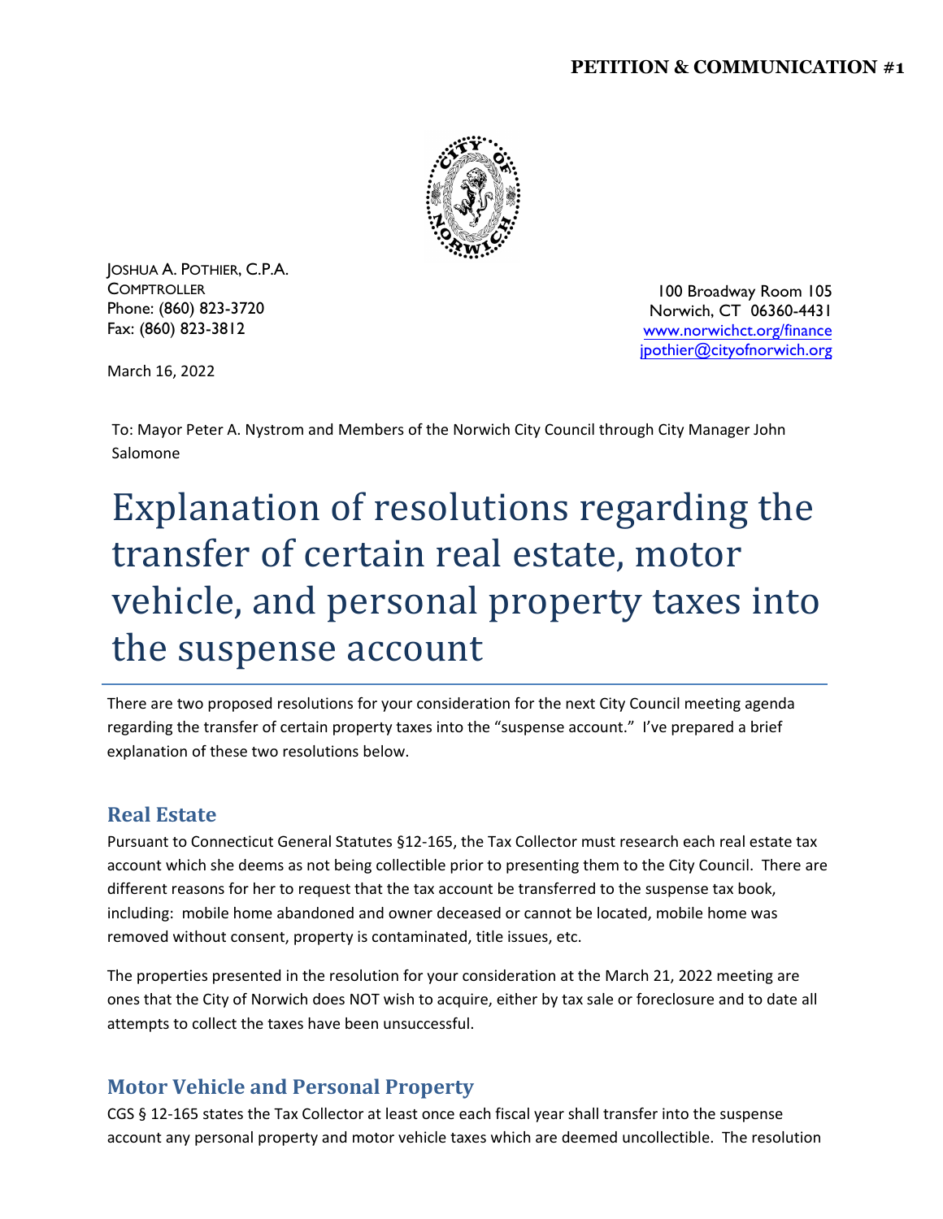**PETITION & COMMUNICATION #1**

JOSHUA A. POTHIER, C.P.A.
COMPTROLLER
Phone: (860) 823-3720
Fax: (860) 823-3812

100 Broadway Room 105
Norwich, CT 06360-4431
www.norwichct.org/finance
jpothier@cityofnorwich.org

March 16, 2022

To: Mayor Peter A. Nystrom and Members of the Norwich City Council through City Manager John Salomone

# Explanation of resolutions regarding the transfer of certain real estate, motor vehicle, and personal property taxes into the suspense account

There are two proposed resolutions for your consideration for the next City Council meeting agenda regarding the transfer of certain property taxes into the "suspense account." I've prepared a brief explanation of these two resolutions below.

## Real Estate

Pursuant to Connecticut General Statutes §12-165, the Tax Collector must research each real estate tax account which she deems as not being collectible prior to presenting them to the City Council. There are different reasons for her to request that the tax account be transferred to the suspense tax book, including: mobile home abandoned and owner deceased or cannot be located, mobile home was removed without consent, property is contaminated, title issues, etc.

The properties presented in the resolution for your consideration at the March 21, 2022 meeting are ones that the City of Norwich does NOT wish to acquire, either by tax sale or foreclosure and to date all attempts to collect the taxes have been unsuccessful.

## Motor Vehicle and Personal Property

CGS § 12-165 states the Tax Collector at least once each fiscal year shall transfer into the suspense account any personal property and motor vehicle taxes which are deemed uncollectible. The resolution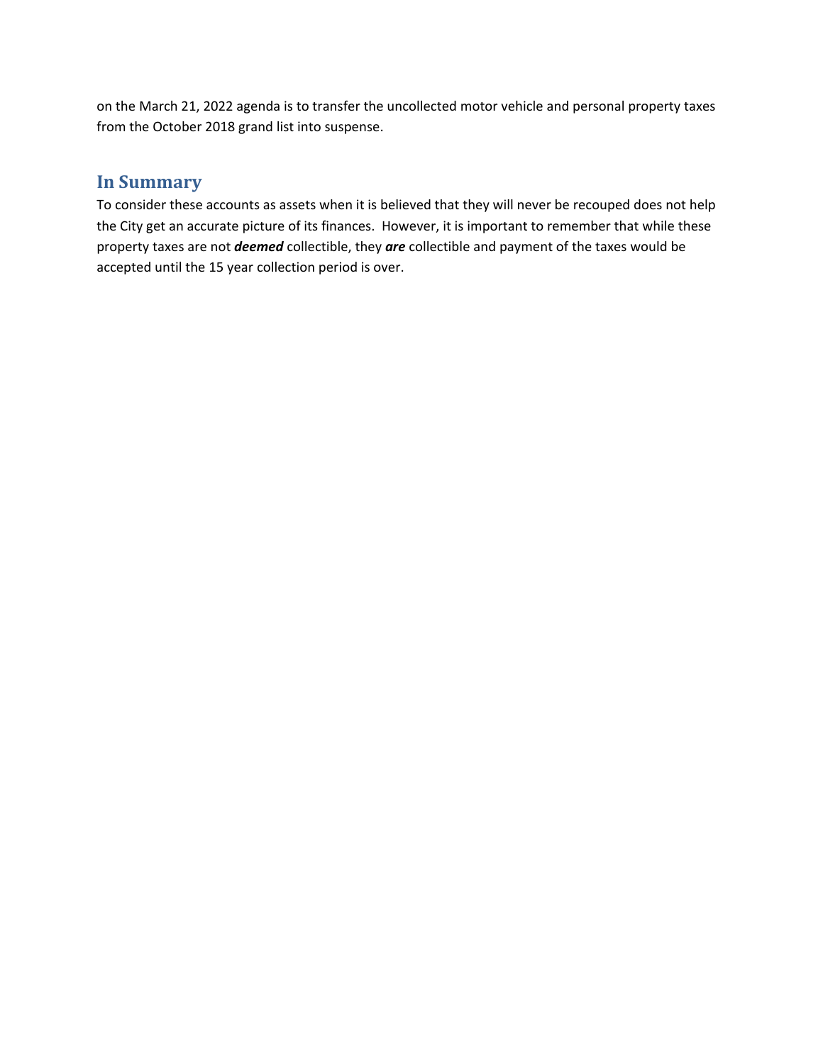on the March 21, 2022 agenda is to transfer the uncollected motor vehicle and personal property taxes from the October 2018 grand list into suspense.

## In Summary

To consider these accounts as assets when it is believed that they will never be recouped does not help the City get an accurate picture of its finances. However, it is important to remember that while these property taxes are not ***deemed*** collectible, they ***are*** collectible and payment of the taxes would be accepted until the 15 year collection period is over.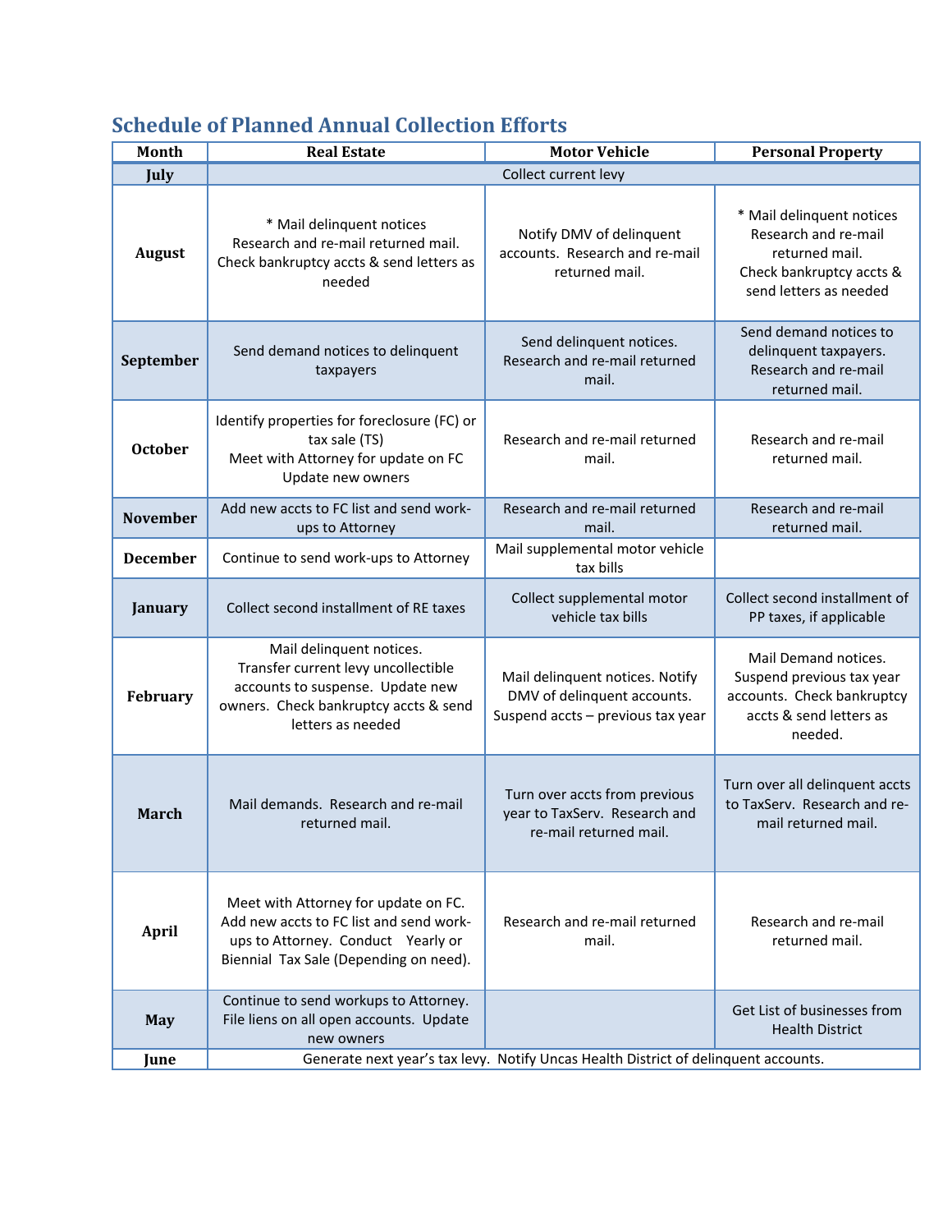## Schedule of Planned Annual Collection Efforts

| Month | Real Estate | Motor Vehicle | Personal Property |
|---|---|---|---|
| **July** | Collect current levy | | |
| **August** | * Mail delinquent notices<br>Research and re-mail returned mail.<br>Check bankruptcy accts & send letters as needed | Notify DMV of delinquent accounts. Research and re-mail returned mail. | * Mail delinquent notices<br>Research and re-mail returned mail.<br>Check bankruptcy accts & send letters as needed |
| **September** | Send demand notices to delinquent taxpayers | Send delinquent notices. Research and re-mail returned mail. | Send demand notices to delinquent taxpayers. Research and re-mail returned mail. |
| **October** | Identify properties for foreclosure (FC) or tax sale (TS)<br>Meet with Attorney for update on FC<br>Update new owners | Research and re-mail returned mail. | Research and re-mail returned mail. |
| **November** | Add new accts to FC list and send work-ups to Attorney | Research and re-mail returned mail. | Research and re-mail returned mail. |
| **December** | Continue to send work-ups to Attorney | Mail supplemental motor vehicle tax bills | |
| **January** | Collect second installment of RE taxes | Collect supplemental motor vehicle tax bills | Collect second installment of PP taxes, if applicable |
| **February** | Mail delinquent notices.<br>Transfer current levy uncollectible accounts to suspense. Update new owners. Check bankruptcy accts & send letters as needed | Mail delinquent notices. Notify DMV of delinquent accounts. Suspend accts – previous tax year | Mail Demand notices. Suspend previous tax year accounts. Check bankruptcy accts & send letters as needed. |
| **March** | Mail demands. Research and re-mail returned mail. | Turn over accts from previous year to TaxServ. Research and re-mail returned mail. | Turn over all delinquent accts to TaxServ. Research and re-mail returned mail. |
| **April** | Meet with Attorney for update on FC. Add new accts to FC list and send work-ups to Attorney. Conduct Yearly or Biennial Tax Sale (Depending on need). | Research and re-mail returned mail. | Research and re-mail returned mail. |
| **May** | Continue to send workups to Attorney. File liens on all open accounts. Update new owners | | Get List of businesses from Health District |
| **June** | Generate next year's tax levy. Notify Uncas Health District of delinquent accounts. | | |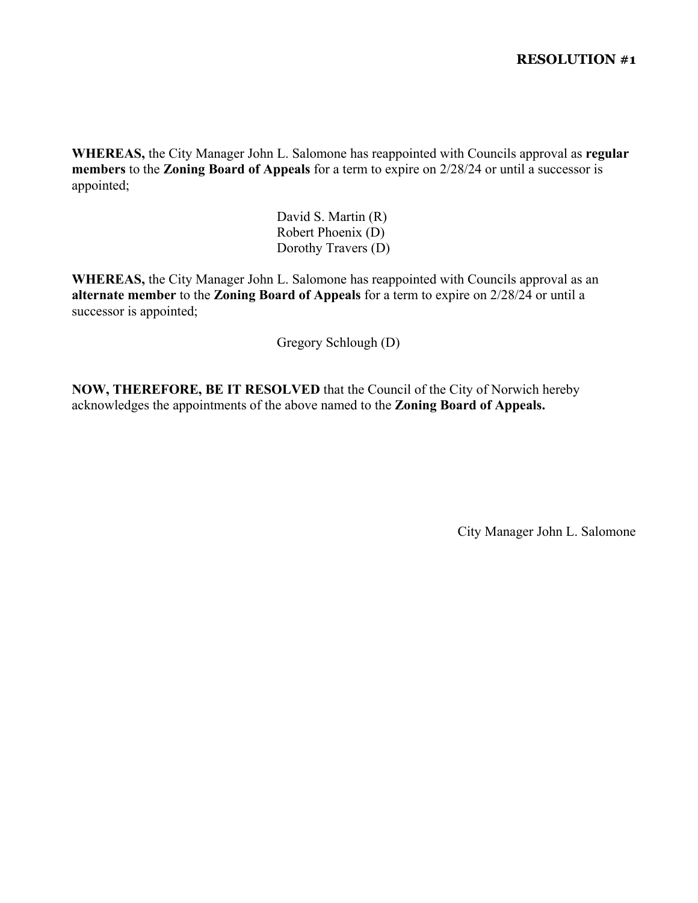**RESOLUTION #1**

**WHEREAS,** the City Manager John L. Salomone has reappointed with Councils approval as **regular members** to the **Zoning Board of Appeals** for a term to expire on 2/28/24 or until a successor is appointed;

David S. Martin (R)
Robert Phoenix (D)
Dorothy Travers (D)

**WHEREAS,** the City Manager John L. Salomone has reappointed with Councils approval as an **alternate member** to the **Zoning Board of Appeals** for a term to expire on 2/28/24 or until a successor is appointed;

Gregory Schlough (D)

**NOW, THEREFORE, BE IT RESOLVED** that the Council of the City of Norwich hereby acknowledges the appointments of the above named to the **Zoning Board of Appeals.**

City Manager John L. Salomone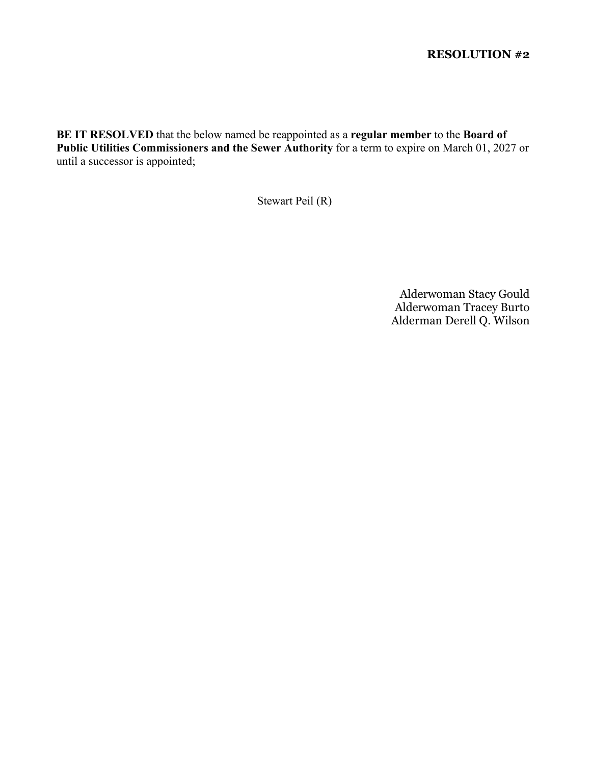**RESOLUTION #2**

**BE IT RESOLVED** that the below named be reappointed as a **regular member** to the **Board of Public Utilities Commissioners and the Sewer Authority** for a term to expire on March 01, 2027 or until a successor is appointed;

Stewart Peil (R)

Alderwoman Stacy Gould
Alderwoman Tracey Burto
Alderman Derell Q. Wilson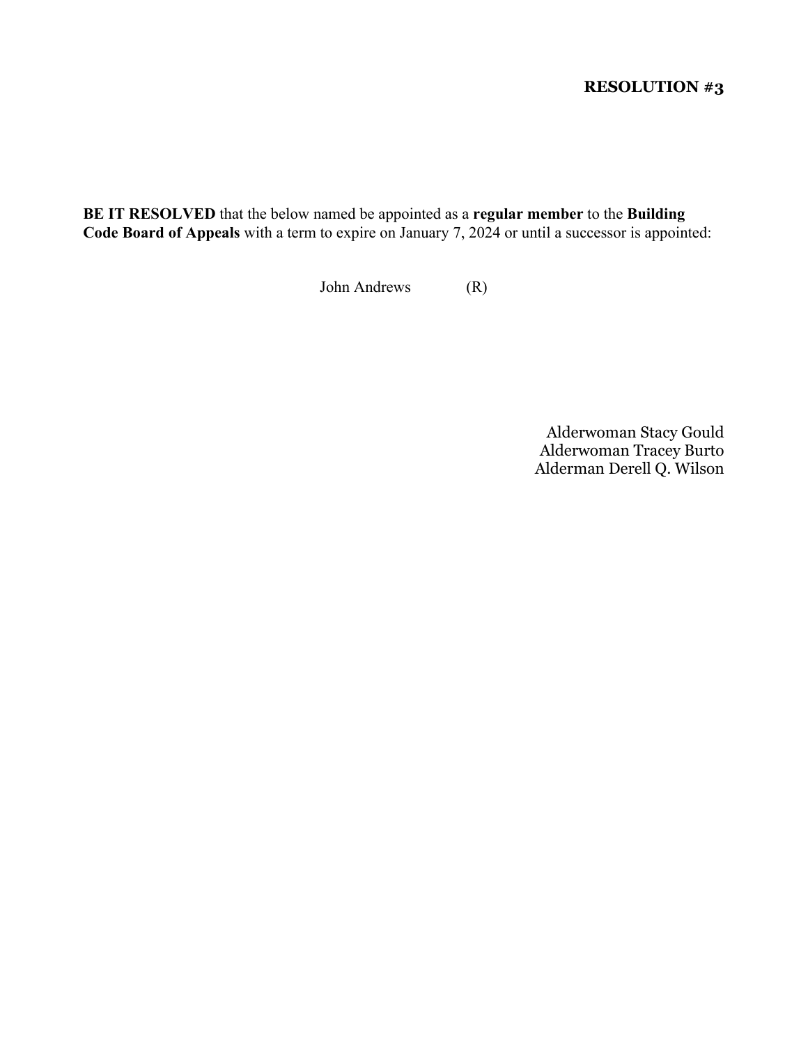**RESOLUTION #3**

**BE IT RESOLVED** that the below named be appointed as a **regular member** to the **Building Code Board of Appeals** with a term to expire on January 7, 2024 or until a successor is appointed:

John Andrews (R)

Alderwoman Stacy Gould
Alderwoman Tracey Burto
Alderman Derell Q. Wilson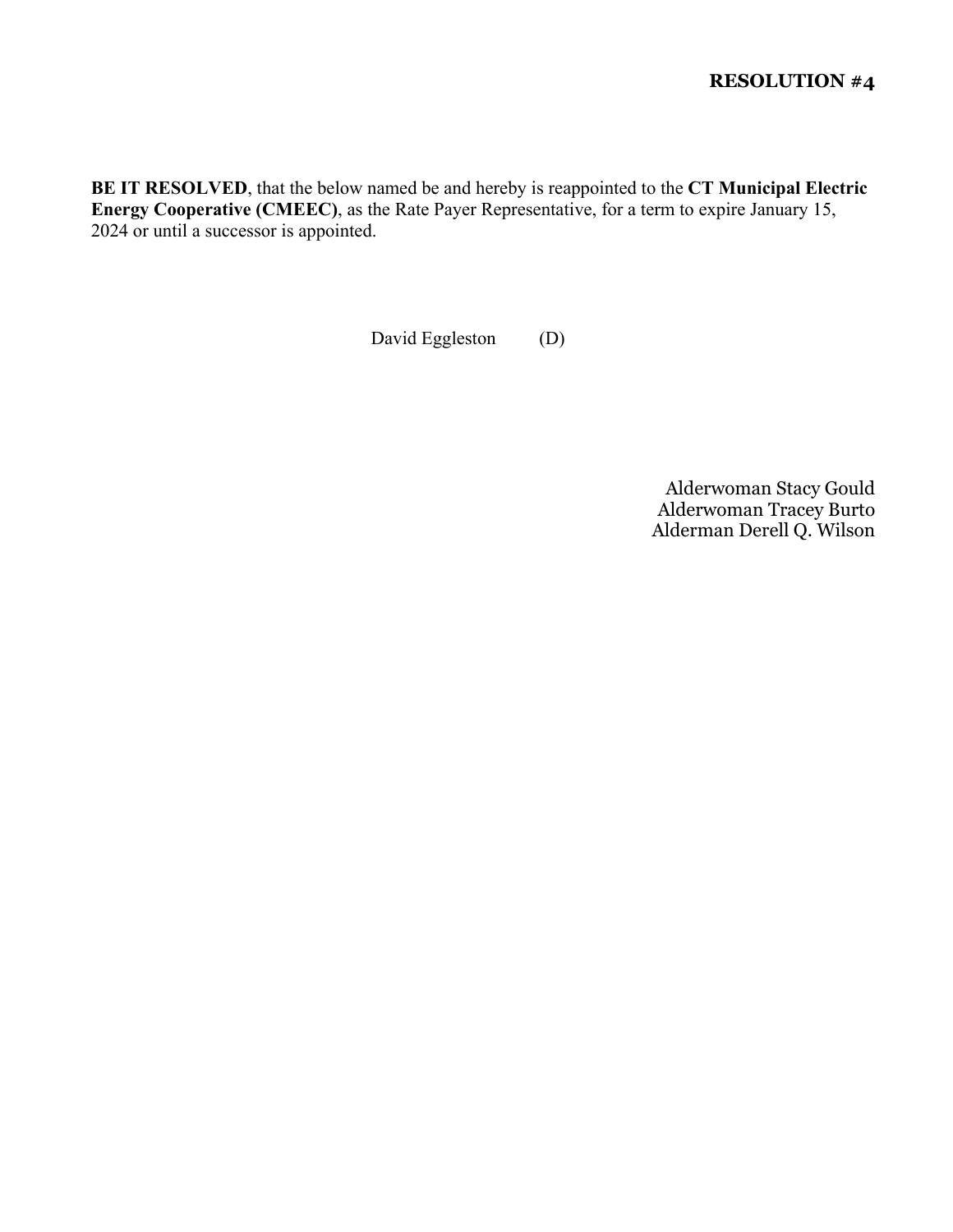**RESOLUTION #4**

**BE IT RESOLVED**, that the below named be and hereby is reappointed to the **CT Municipal Electric Energy Cooperative (CMEEC)**, as the Rate Payer Representative, for a term to expire January 15, 2024 or until a successor is appointed.

David Eggleston (D)

Alderwoman Stacy Gould
Alderwoman Tracey Burto
Alderman Derell Q. Wilson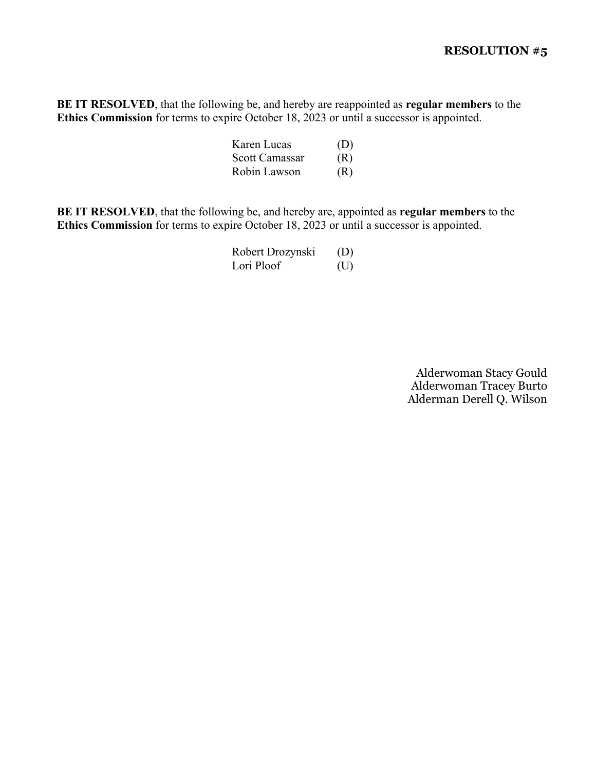**RESOLUTION #5**

**BE IT RESOLVED**, that the following be, and hereby are reappointed as **regular members** to the **Ethics Commission** for terms to expire October 18, 2023 or until a successor is appointed.

| | |
|---|---|
| Karen Lucas | (D) |
| Scott Camassar | (R) |
| Robin Lawson | (R) |

**BE IT RESOLVED**, that the following be, and hereby are, appointed as **regular members** to the **Ethics Commission** for terms to expire October 18, 2023 or until a successor is appointed.

| | |
|---|---|
| Robert Drozynski | (D) |
| Lori Ploof | (U) |

Alderwoman Stacy Gould
Alderwoman Tracey Burto
Alderman Derell Q. Wilson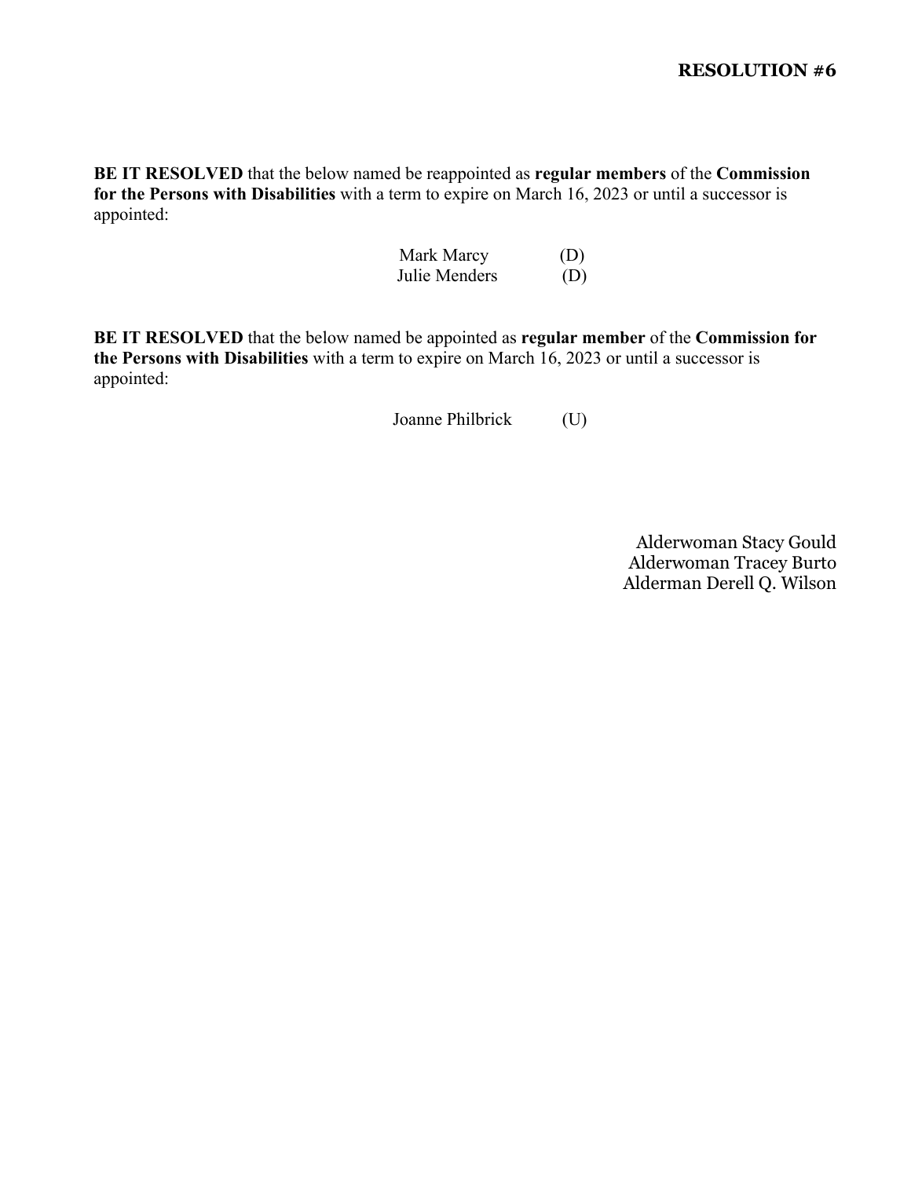**RESOLUTION #6**

**BE IT RESOLVED** that the below named be reappointed as **regular members** of the **Commission for the Persons with Disabilities** with a term to expire on March 16, 2023 or until a successor is appointed:

Mark Marcy (D)
Julie Menders (D)

**BE IT RESOLVED** that the below named be appointed as **regular member** of the **Commission for the Persons with Disabilities** with a term to expire on March 16, 2023 or until a successor is appointed:

Joanne Philbrick (U)

Alderwoman Stacy Gould
Alderwoman Tracey Burto
Alderman Derell Q. Wilson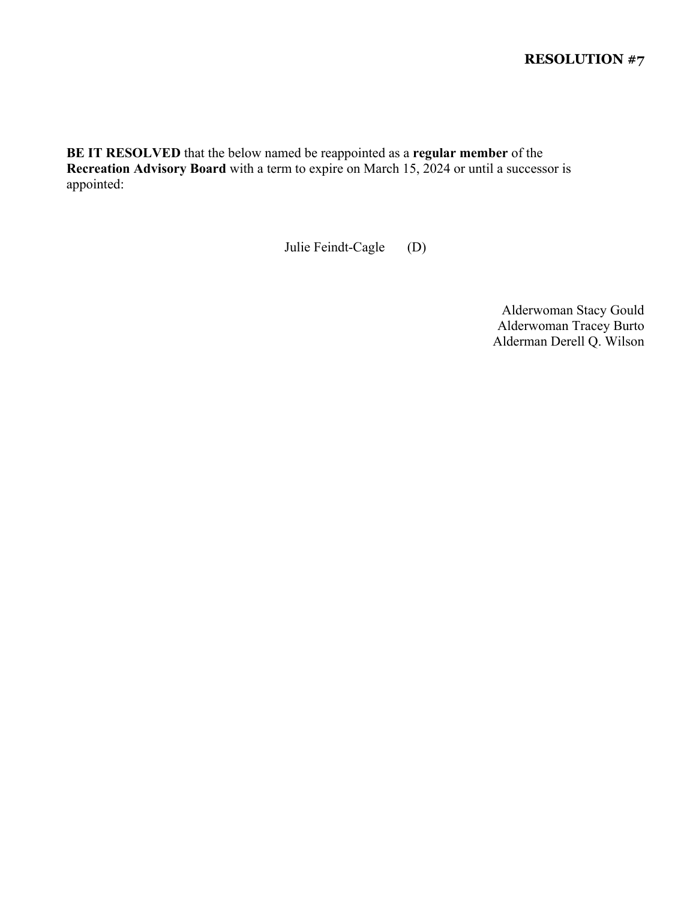# RESOLUTION #7

**BE IT RESOLVED** that the below named be reappointed as a **regular member** of the **Recreation Advisory Board** with a term to expire on March 15, 2024 or until a successor is appointed:

Julie Feindt-Cagle (D)

Alderwoman Stacy Gould
Alderwoman Tracey Burto
Alderman Derell Q. Wilson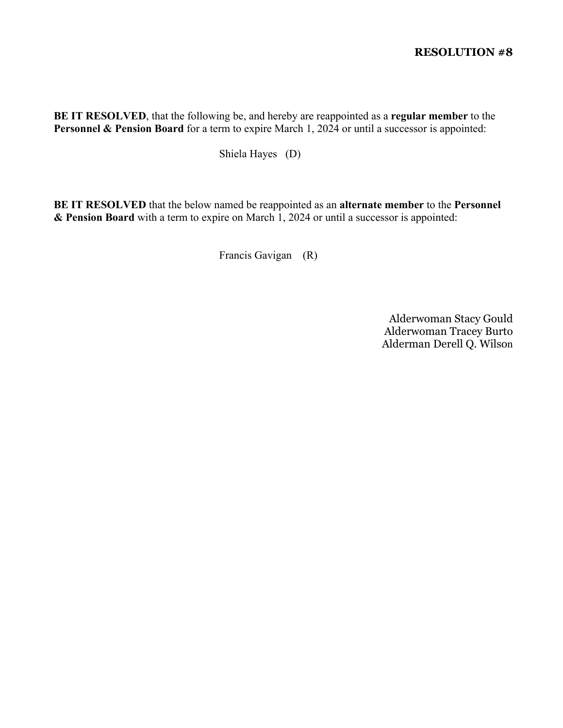**RESOLUTION #8**

**BE IT RESOLVED**, that the following be, and hereby are reappointed as a **regular member** to the **Personnel & Pension Board** for a term to expire March 1, 2024 or until a successor is appointed:

Shiela Hayes (D)

**BE IT RESOLVED** that the below named be reappointed as an **alternate member** to the **Personnel & Pension Board** with a term to expire on March 1, 2024 or until a successor is appointed:

Francis Gavigan (R)

Alderwoman Stacy Gould
Alderwoman Tracey Burto
Alderman Derell Q. Wilson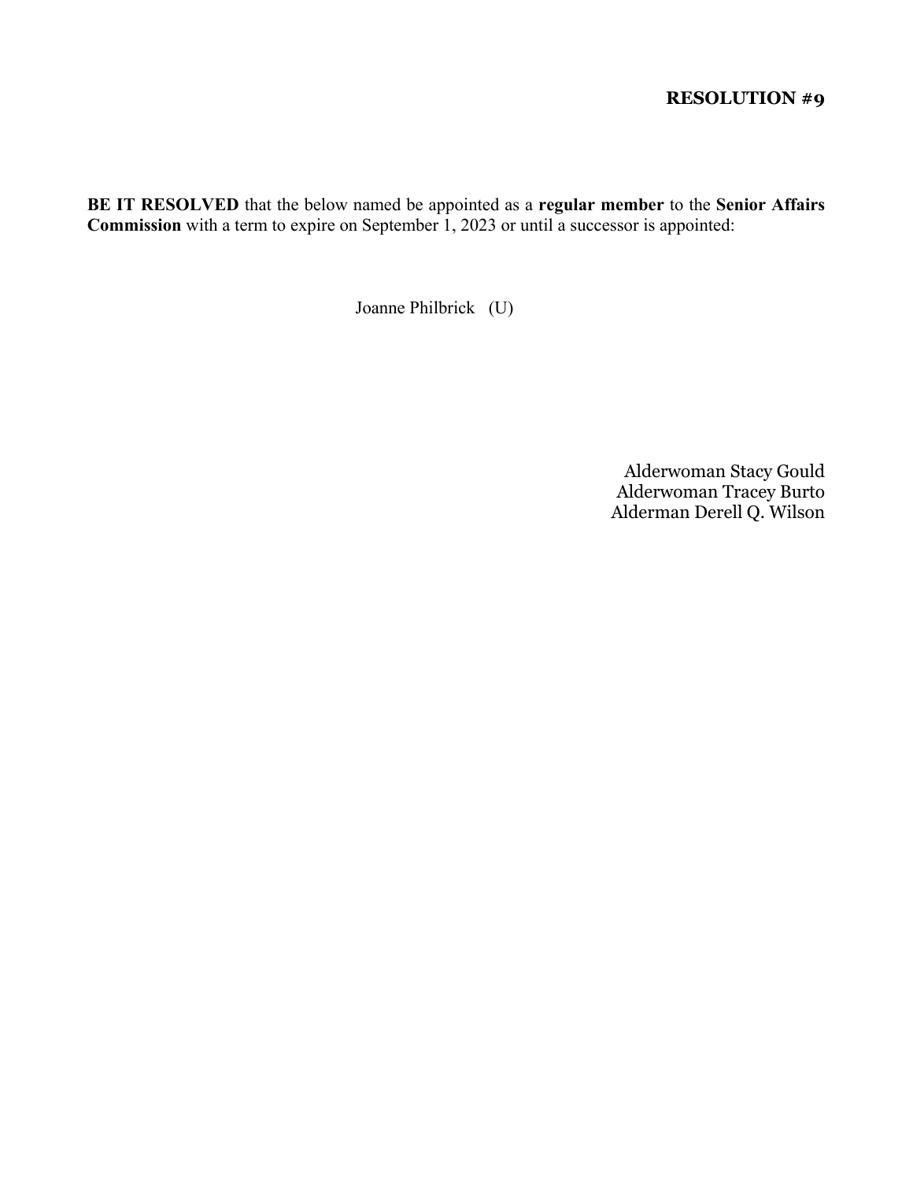**RESOLUTION #9**

**BE IT RESOLVED** that the below named be appointed as a **regular member** to the **Senior Affairs Commission** with a term to expire on September 1, 2023 or until a successor is appointed:

Joanne Philbrick (U)

Alderwoman Stacy Gould
Alderwoman Tracey Burto
Alderman Derell Q. Wilson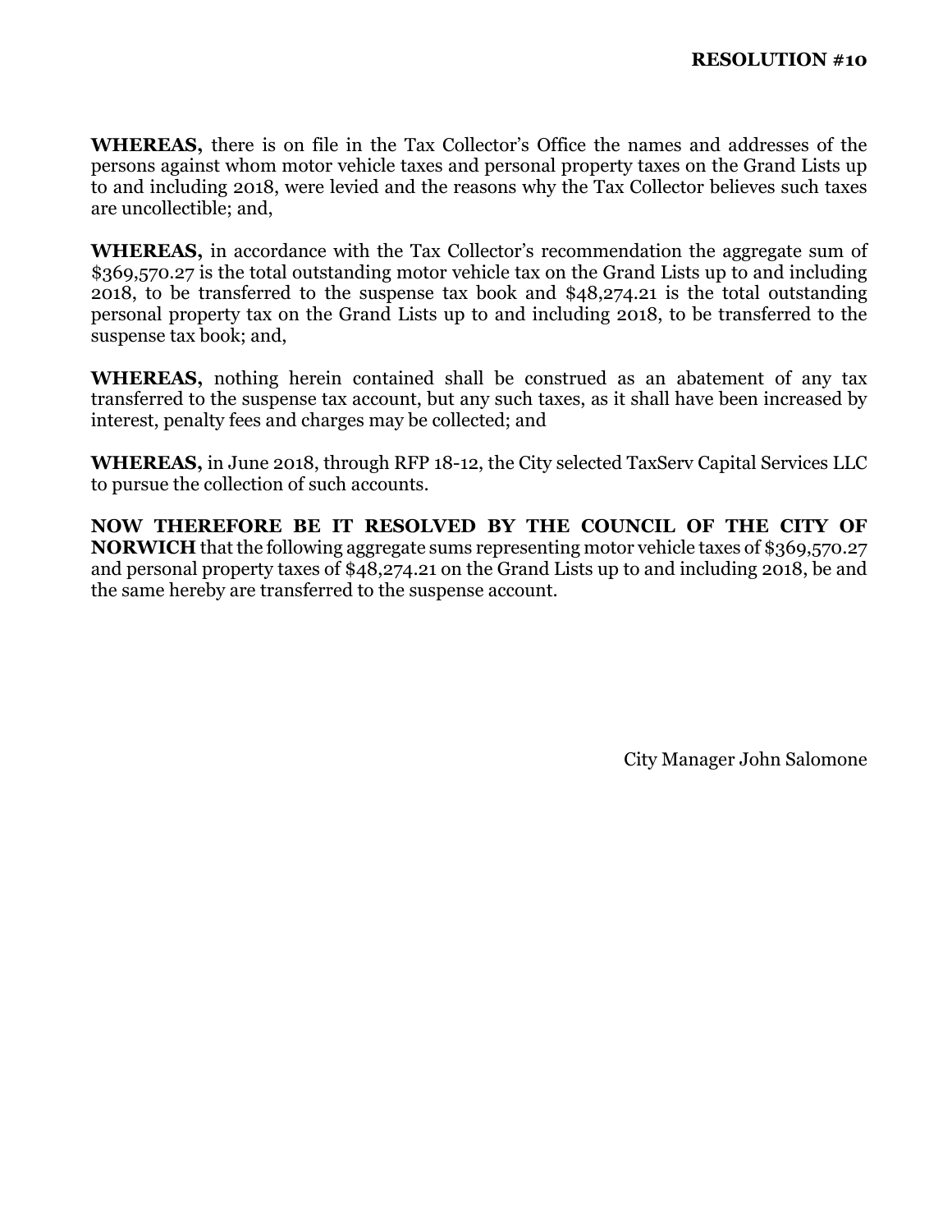**RESOLUTION #10**

**WHEREAS,** there is on file in the Tax Collector's Office the names and addresses of the persons against whom motor vehicle taxes and personal property taxes on the Grand Lists up to and including 2018, were levied and the reasons why the Tax Collector believes such taxes are uncollectible; and,

**WHEREAS,** in accordance with the Tax Collector's recommendation the aggregate sum of $369,570.27 is the total outstanding motor vehicle tax on the Grand Lists up to and including 2018, to be transferred to the suspense tax book and $48,274.21 is the total outstanding personal property tax on the Grand Lists up to and including 2018, to be transferred to the suspense tax book; and,

**WHEREAS,** nothing herein contained shall be construed as an abatement of any tax transferred to the suspense tax account, but any such taxes, as it shall have been increased by interest, penalty fees and charges may be collected; and

**WHEREAS,** in June 2018, through RFP 18-12, the City selected TaxServ Capital Services LLC to pursue the collection of such accounts.

**NOW THEREFORE BE IT RESOLVED BY THE COUNCIL OF THE CITY OF NORWICH** that the following aggregate sums representing motor vehicle taxes of $369,570.27 and personal property taxes of $48,274.21 on the Grand Lists up to and including 2018, be and the same hereby are transferred to the suspense account.

City Manager John Salomone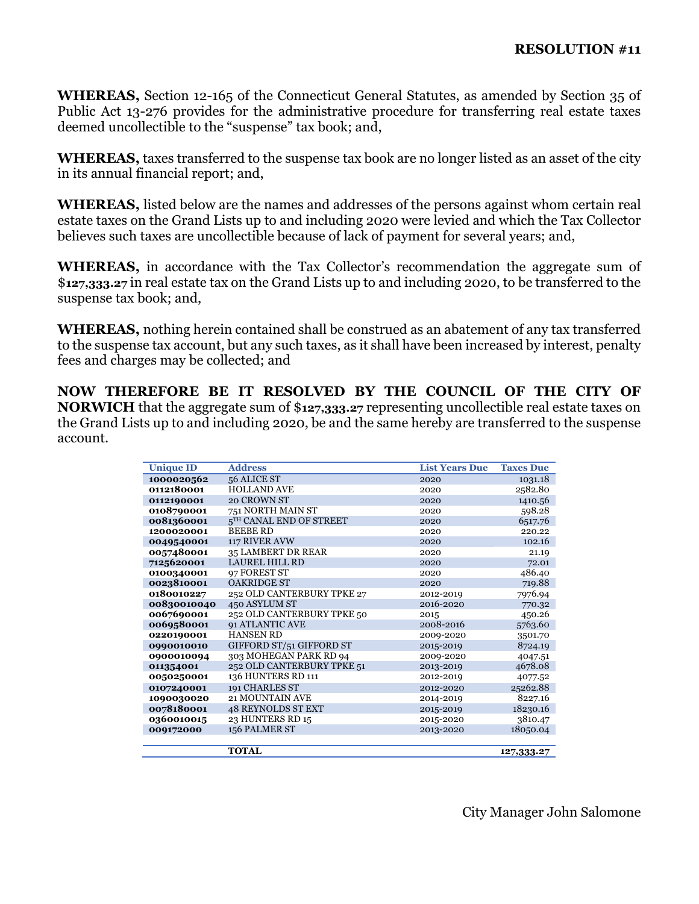**RESOLUTION #11**

**WHEREAS,** Section 12-165 of the Connecticut General Statutes, as amended by Section 35 of Public Act 13-276 provides for the administrative procedure for transferring real estate taxes deemed uncollectible to the "suspense" tax book; and,

**WHEREAS,** taxes transferred to the suspense tax book are no longer listed as an asset of the city in its annual financial report; and,

**WHEREAS,** listed below are the names and addresses of the persons against whom certain real estate taxes on the Grand Lists up to and including 2020 were levied and which the Tax Collector believes such taxes are uncollectible because of lack of payment for several years; and,

**WHEREAS,** in accordance with the Tax Collector's recommendation the aggregate sum of $**127,333.27** in real estate tax on the Grand Lists up to and including 2020, to be transferred to the suspense tax book; and,

**WHEREAS,** nothing herein contained shall be construed as an abatement of any tax transferred to the suspense tax account, but any such taxes, as it shall have been increased by interest, penalty fees and charges may be collected; and

**NOW THEREFORE BE IT RESOLVED BY THE COUNCIL OF THE CITY OF NORWICH** that the aggregate sum of $**127,333.27** representing uncollectible real estate taxes on the Grand Lists up to and including 2020, be and the same hereby are transferred to the suspense account.

| Unique ID | Address | List Years Due | Taxes Due |
|---|---|---|---|
| **1000020562** | 56 ALICE ST | 2020 | 1031.18 |
| **0112180001** | HOLLAND AVE | 2020 | 2582.80 |
| **0112190001** | 20 CROWN ST | 2020 | 1410.56 |
| **0108790001** | 751 NORTH MAIN ST | 2020 | 598.28 |
| **0081360001** | 5TH CANAL END OF STREET | 2020 | 6517.76 |
| **1200020001** | BEEBE RD | 2020 | 220.22 |
| **0049540001** | 117 RIVER AVW | 2020 | 102.16 |
| **0057480001** | 35 LAMBERT DR REAR | 2020 | 21.19 |
| **7125620001** | LAUREL HILL RD | 2020 | 72.01 |
| **0100340001** | 97 FOREST ST | 2020 | 486.40 |
| **0023810001** | OAKRIDGE ST | 2020 | 719.88 |
| **0180010227** | 252 OLD CANTERBURY TPKE 27 | 2012-2019 | 7976.94 |
| **00830010040** | 450 ASYLUM ST | 2016-2020 | 770.32 |
| **0067690001** | 252 OLD CANTERBURY TPKE 50 | 2015 | 450.26 |
| **0069580001** | 91 ATLANTIC AVE | 2008-2016 | 5763.60 |
| **0220190001** | HANSEN RD | 2009-2020 | 3501.70 |
| **0990010010** | GIFFORD ST/51 GIFFORD ST | 2015-2019 | 8724.19 |
| **0900010094** | 303 MOHEGAN PARK RD 94 | 2009-2020 | 4047.51 |
| **011354001** | 252 OLD CANTERBURY TPKE 51 | 2013-2019 | 4678.08 |
| **0050250001** | 136 HUNTERS RD 111 | 2012-2019 | 4077.52 |
| **0107240001** | 191 CHARLES ST | 2012-2020 | 25262.88 |
| **1090030020** | 21 MOUNTAIN AVE | 2014-2019 | 8227.16 |
| **0078180001** | 48 REYNOLDS ST EXT | 2015-2019 | 18230.16 |
| **0360010015** | 23 HUNTERS RD 15 | 2015-2020 | 3810.47 |
| **009172000** | 156 PALMER ST | 2013-2020 | 18050.04 |
| | | | |
| | **TOTAL** | | **127,333.27** |

City Manager John Salomone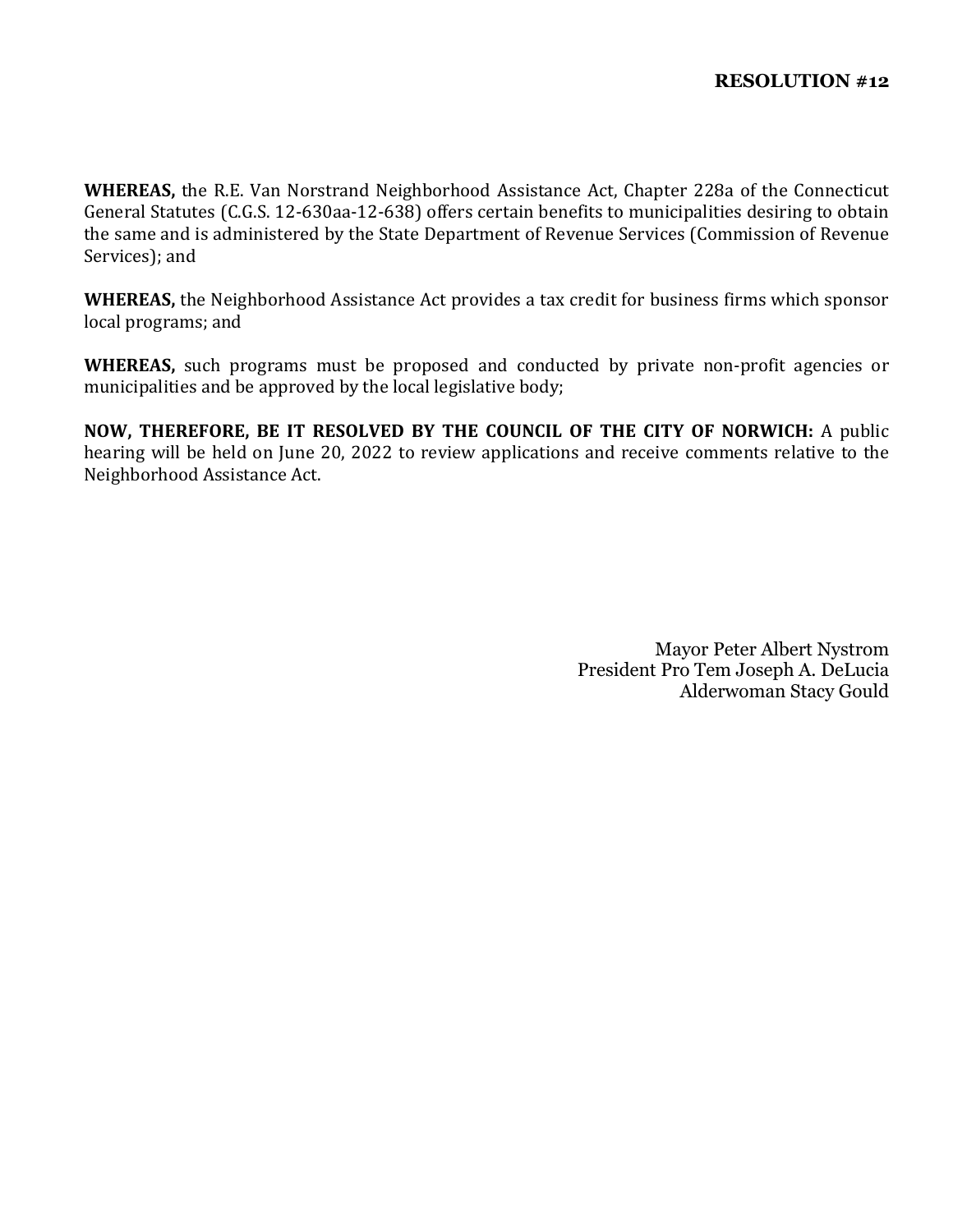**RESOLUTION #12**

**WHEREAS,** the R.E. Van Norstrand Neighborhood Assistance Act, Chapter 228a of the Connecticut General Statutes (C.G.S. 12-630aa-12-638) offers certain benefits to municipalities desiring to obtain the same and is administered by the State Department of Revenue Services (Commission of Revenue Services); and

**WHEREAS,** the Neighborhood Assistance Act provides a tax credit for business firms which sponsor local programs; and

**WHEREAS,** such programs must be proposed and conducted by private non-profit agencies or municipalities and be approved by the local legislative body;

**NOW, THEREFORE, BE IT RESOLVED BY THE COUNCIL OF THE CITY OF NORWICH:** A public hearing will be held on June 20, 2022 to review applications and receive comments relative to the Neighborhood Assistance Act.

Mayor Peter Albert Nystrom
President Pro Tem Joseph A. DeLucia
Alderwoman Stacy Gould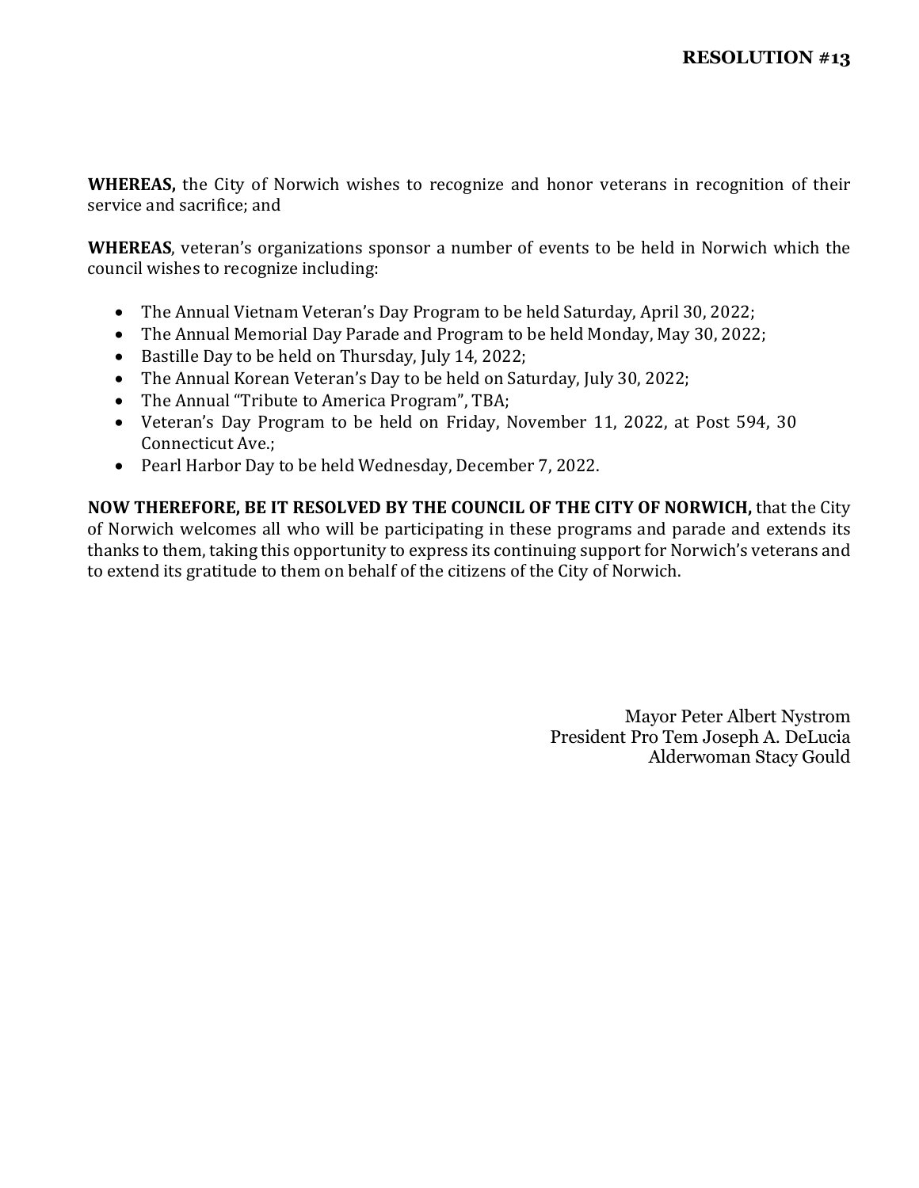**RESOLUTION #13**

**WHEREAS,** the City of Norwich wishes to recognize and honor veterans in recognition of their service and sacrifice; and

**WHEREAS**, veteran's organizations sponsor a number of events to be held in Norwich which the council wishes to recognize including:

- The Annual Vietnam Veteran's Day Program to be held Saturday, April 30, 2022;
- The Annual Memorial Day Parade and Program to be held Monday, May 30, 2022;
- Bastille Day to be held on Thursday, July 14, 2022;
- The Annual Korean Veteran's Day to be held on Saturday, July 30, 2022;
- The Annual "Tribute to America Program", TBA;
- Veteran's Day Program to be held on Friday, November 11, 2022, at Post 594, 30 Connecticut Ave.;
- Pearl Harbor Day to be held Wednesday, December 7, 2022.

**NOW THEREFORE, BE IT RESOLVED BY THE COUNCIL OF THE CITY OF NORWICH,** that the City of Norwich welcomes all who will be participating in these programs and parade and extends its thanks to them, taking this opportunity to express its continuing support for Norwich's veterans and to extend its gratitude to them on behalf of the citizens of the City of Norwich.

Mayor Peter Albert Nystrom
President Pro Tem Joseph A. DeLucia
Alderwoman Stacy Gould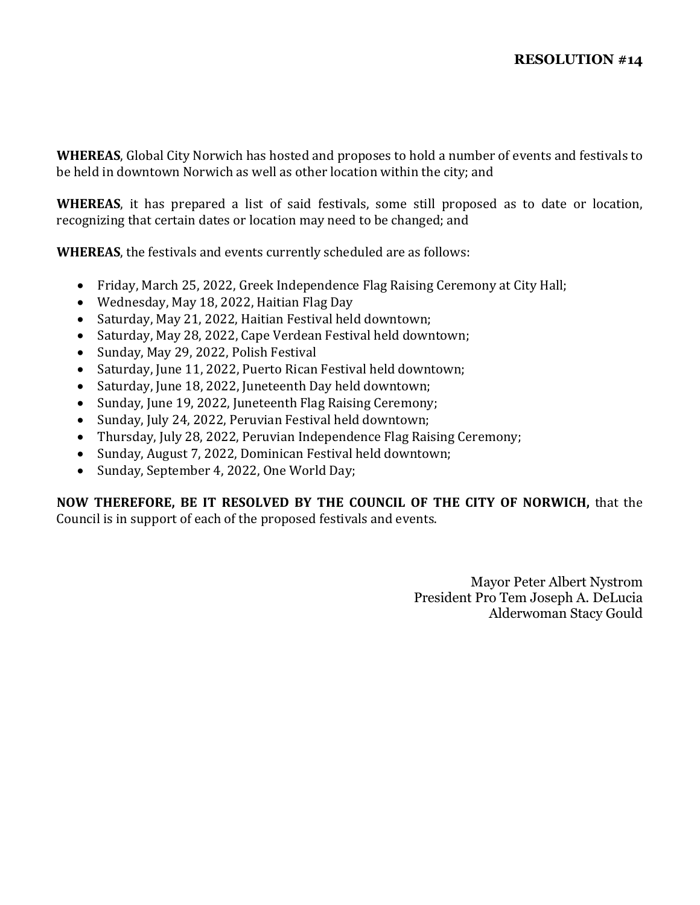**RESOLUTION #14**

**WHEREAS**, Global City Norwich has hosted and proposes to hold a number of events and festivals to be held in downtown Norwich as well as other location within the city; and

**WHEREAS**, it has prepared a list of said festivals, some still proposed as to date or location, recognizing that certain dates or location may need to be changed; and

**WHEREAS**, the festivals and events currently scheduled are as follows:

- Friday, March 25, 2022, Greek Independence Flag Raising Ceremony at City Hall;
- Wednesday, May 18, 2022, Haitian Flag Day
- Saturday, May 21, 2022, Haitian Festival held downtown;
- Saturday, May 28, 2022, Cape Verdean Festival held downtown;
- Sunday, May 29, 2022, Polish Festival
- Saturday, June 11, 2022, Puerto Rican Festival held downtown;
- Saturday, June 18, 2022, Juneteenth Day held downtown;
- Sunday, June 19, 2022, Juneteenth Flag Raising Ceremony;
- Sunday, July 24, 2022, Peruvian Festival held downtown;
- Thursday, July 28, 2022, Peruvian Independence Flag Raising Ceremony;
- Sunday, August 7, 2022, Dominican Festival held downtown;
- Sunday, September 4, 2022, One World Day;

**NOW THEREFORE, BE IT RESOLVED BY THE COUNCIL OF THE CITY OF NORWICH,** that the Council is in support of each of the proposed festivals and events.

Mayor Peter Albert Nystrom
President Pro Tem Joseph A. DeLucia
Alderwoman Stacy Gould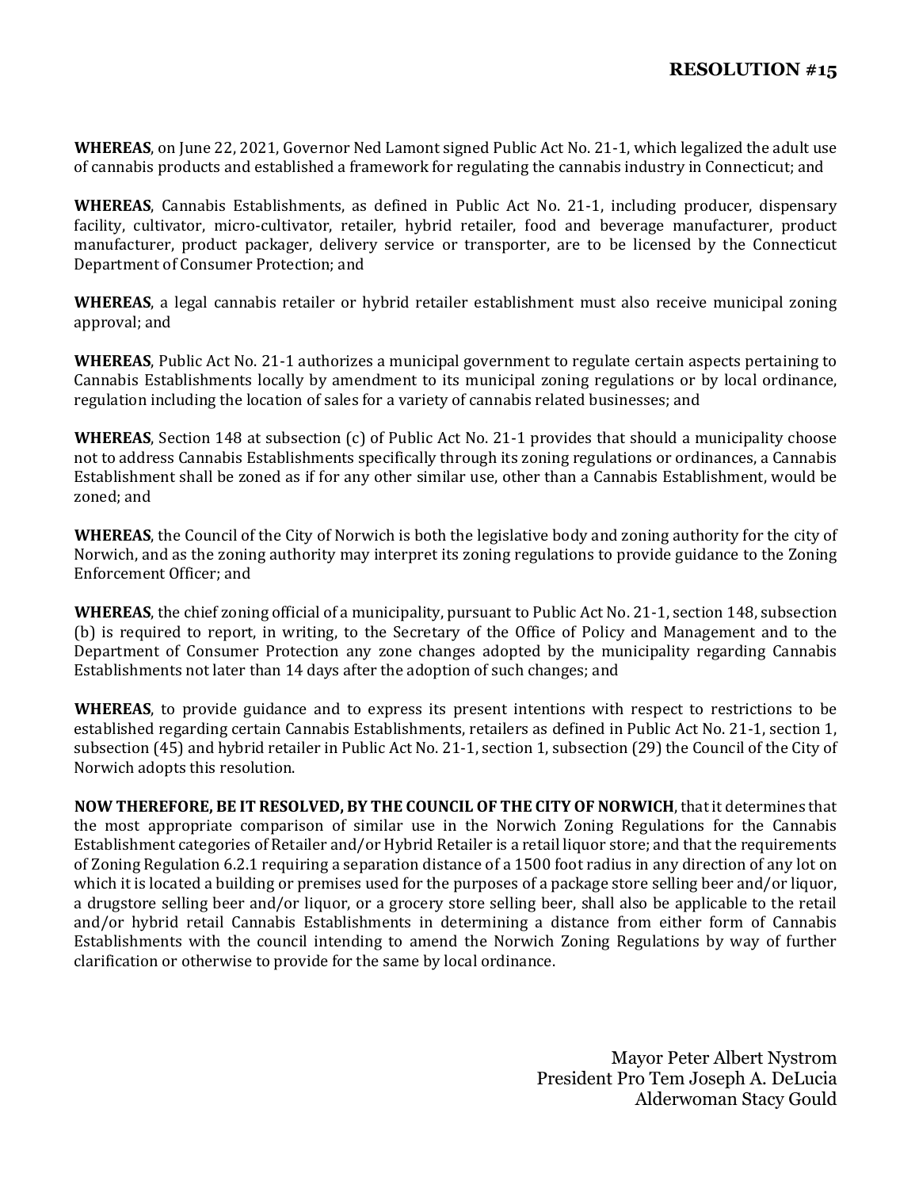# RESOLUTION #15

**WHEREAS**, on June 22, 2021, Governor Ned Lamont signed Public Act No. 21-1, which legalized the adult use of cannabis products and established a framework for regulating the cannabis industry in Connecticut; and

**WHEREAS**, Cannabis Establishments, as defined in Public Act No. 21-1, including producer, dispensary facility, cultivator, micro-cultivator, retailer, hybrid retailer, food and beverage manufacturer, product manufacturer, product packager, delivery service or transporter, are to be licensed by the Connecticut Department of Consumer Protection; and

**WHEREAS**, a legal cannabis retailer or hybrid retailer establishment must also receive municipal zoning approval; and

**WHEREAS**, Public Act No. 21-1 authorizes a municipal government to regulate certain aspects pertaining to Cannabis Establishments locally by amendment to its municipal zoning regulations or by local ordinance, regulation including the location of sales for a variety of cannabis related businesses; and

**WHEREAS**, Section 148 at subsection (c) of Public Act No. 21-1 provides that should a municipality choose not to address Cannabis Establishments specifically through its zoning regulations or ordinances, a Cannabis Establishment shall be zoned as if for any other similar use, other than a Cannabis Establishment, would be zoned; and

**WHEREAS**, the Council of the City of Norwich is both the legislative body and zoning authority for the city of Norwich, and as the zoning authority may interpret its zoning regulations to provide guidance to the Zoning Enforcement Officer; and

**WHEREAS**, the chief zoning official of a municipality, pursuant to Public Act No. 21-1, section 148, subsection (b) is required to report, in writing, to the Secretary of the Office of Policy and Management and to the Department of Consumer Protection any zone changes adopted by the municipality regarding Cannabis Establishments not later than 14 days after the adoption of such changes; and

**WHEREAS**, to provide guidance and to express its present intentions with respect to restrictions to be established regarding certain Cannabis Establishments, retailers as defined in Public Act No. 21-1, section 1, subsection (45) and hybrid retailer in Public Act No. 21-1, section 1, subsection (29) the Council of the City of Norwich adopts this resolution.

**NOW THEREFORE, BE IT RESOLVED, BY THE COUNCIL OF THE CITY OF NORWICH**, that it determines that the most appropriate comparison of similar use in the Norwich Zoning Regulations for the Cannabis Establishment categories of Retailer and/or Hybrid Retailer is a retail liquor store; and that the requirements of Zoning Regulation 6.2.1 requiring a separation distance of a 1500 foot radius in any direction of any lot on which it is located a building or premises used for the purposes of a package store selling beer and/or liquor, a drugstore selling beer and/or liquor, or a grocery store selling beer, shall also be applicable to the retail and/or hybrid retail Cannabis Establishments in determining a distance from either form of Cannabis Establishments with the council intending to amend the Norwich Zoning Regulations by way of further clarification or otherwise to provide for the same by local ordinance.

Mayor Peter Albert Nystrom
President Pro Tem Joseph A. DeLucia
Alderwoman Stacy Gould